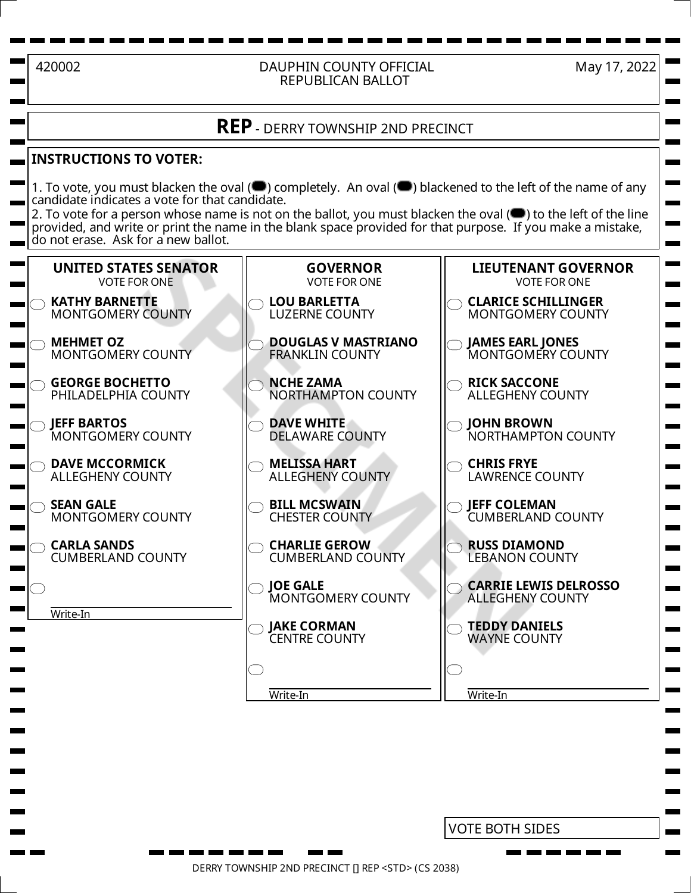420002

DAUPHIN COUNTY OFFICIAL
REPUBLICAN BALLOT

May 17, 2022

# **REP** - DERRY TOWNSHIP 2ND PRECINCT

**INSTRUCTIONS TO VOTER:**

1. To vote, you must blacken the oval (⬬) completely. An oval (⬬) blackened to the left of the name of any candidate indicates a vote for that candidate.
2. To vote for a person whose name is not on the ballot, you must blacken the oval (⬬) to the left of the line provided, and write or print the name in the blank space provided for that purpose. If you make a mistake, do not erase. Ask for a new ballot.

## UNITED STATES SENATOR
VOTE FOR ONE

- ⬭ **KATHY BARNETTE** MONTGOMERY COUNTY
- ⬭ **MEHMET OZ** MONTGOMERY COUNTY
- ⬭ **GEORGE BOCHETTO** PHILADELPHIA COUNTY
- ⬭ **JEFF BARTOS** MONTGOMERY COUNTY
- ⬭ **DAVE MCCORMICK** ALLEGHENY COUNTY
- ⬭ **SEAN GALE** MONTGOMERY COUNTY
- ⬭ **CARLA SANDS** CUMBERLAND COUNTY
- ⬭ ____________ Write-In

## GOVERNOR
VOTE FOR ONE

- ⬭ **LOU BARLETTA** LUZERNE COUNTY
- ⬭ **DOUGLAS V MASTRIANO** FRANKLIN COUNTY
- ⬭ **NCHE ZAMA** NORTHAMPTON COUNTY
- ⬭ **DAVE WHITE** DELAWARE COUNTY
- ⬭ **MELISSA HART** ALLEGHENY COUNTY
- ⬭ **BILL MCSWAIN** CHESTER COUNTY
- ⬭ **CHARLIE GEROW** CUMBERLAND COUNTY
- ⬭ **JOE GALE** MONTGOMERY COUNTY
- ⬭ **JAKE CORMAN** CENTRE COUNTY
- ⬭ ____________ Write-In

## LIEUTENANT GOVERNOR
VOTE FOR ONE

- ⬭ **CLARICE SCHILLINGER** MONTGOMERY COUNTY
- ⬭ **JAMES EARL JONES** MONTGOMERY COUNTY
- ⬭ **RICK SACCONE** ALLEGHENY COUNTY
- ⬭ **JOHN BROWN** NORTHAMPTON COUNTY
- ⬭ **CHRIS FRYE** LAWRENCE COUNTY
- ⬭ **JEFF COLEMAN** CUMBERLAND COUNTY
- ⬭ **RUSS DIAMOND** LEBANON COUNTY
- ⬭ **CARRIE LEWIS DELROSSO** ALLEGHENY COUNTY
- ⬭ **TEDDY DANIELS** WAYNE COUNTY
- ⬭ ____________ Write-In

VOTE BOTH SIDES

DERRY TOWNSHIP 2ND PRECINCT [] REP <STD> (CS 2038)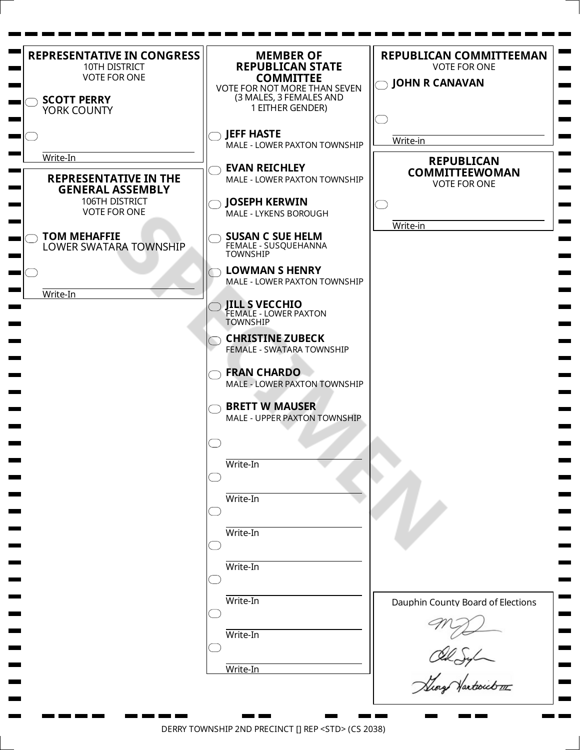## REPRESENTATIVE IN CONGRESS

10TH DISTRICT
VOTE FOR ONE

- **SCOTT PERRY**
  YORK COUNTY
- Write-In

## REPRESENTATIVE IN THE GENERAL ASSEMBLY

106TH DISTRICT
VOTE FOR ONE

- **TOM MEHAFFIE**
  LOWER SWATARA TOWNSHIP
- Write-In

## MEMBER OF REPUBLICAN STATE COMMITTEE

VOTE FOR NOT MORE THAN SEVEN
(3 MALES, 3 FEMALES AND
1 EITHER GENDER)

- **JEFF HASTE**
  MALE - LOWER PAXTON TOWNSHIP
- **EVAN REICHLEY**
  MALE - LOWER PAXTON TOWNSHIP
- **JOSEPH KERWIN**
  MALE - LYKENS BOROUGH
- **SUSAN C SUE HELM**
  FEMALE - SUSQUEHANNA TOWNSHIP
- **LOWMAN S HENRY**
  MALE - LOWER PAXTON TOWNSHIP
- **JILL S VECCHIO**
  FEMALE - LOWER PAXTON TOWNSHIP
- **CHRISTINE ZUBECK**
  FEMALE - SWATARA TOWNSHIP
- **FRAN CHARDO**
  MALE - LOWER PAXTON TOWNSHIP
- **BRETT W MAUSER**
  MALE - UPPER PAXTON TOWNSHIP
- Write-In
- Write-In
- Write-In
- Write-In
- Write-In
- Write-In
- Write-In

## REPUBLICAN COMMITTEEMAN

VOTE FOR ONE

- **JOHN R CANAVAN**
- Write-in

## REPUBLICAN COMMITTEEWOMAN

VOTE FOR ONE

- Write-in

Dauphin County Board of Elections

SPECIMEN

DERRY TOWNSHIP 2ND PRECINCT [] REP <STD> (CS 2038)